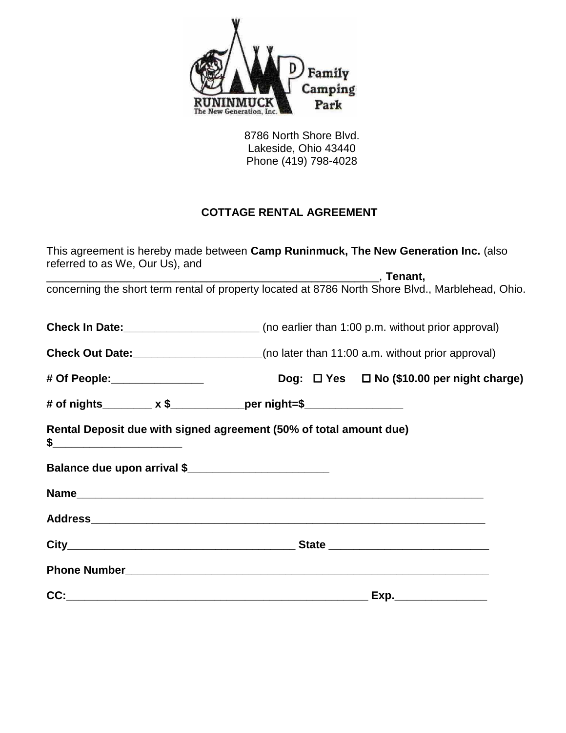Family Camping Park

RUNINMUCK
The New Generation, Inc.

8786 North Shore Blvd.
Lakeside, Ohio 43440
Phone (419) 798-4028

## COTTAGE RENTAL AGREEMENT

This agreement is hereby made between **Camp Runinmuck, The New Generation Inc.** (also referred to as We, Our Us), and _______________________________________________________, **Tenant,** concerning the short term rental of property located at 8786 North Shore Blvd., Marblehead, Ohio.

**Check In Date:**______________________ (no earlier than 1:00 p.m. without prior approval)

**Check Out Date:**_____________________(no later than 11:00 a.m. without prior approval)

**# Of People:**_______________ **Dog: ☐ Yes ☐ No ($10.00 per night charge)**

**# of nights________ x $____________per night=$_______________**

**Rental Deposit due with signed agreement (50% of total amount due) $_____________________**

**Balance due upon arrival $______________________**

**Name**___________________________________________________________________

**Address**_________________________________________________________________

**City**____________________________________ **State** _________________________

**Phone Number**____________________________________________________________

**CC:**_________________________________________________ **Exp.**_______________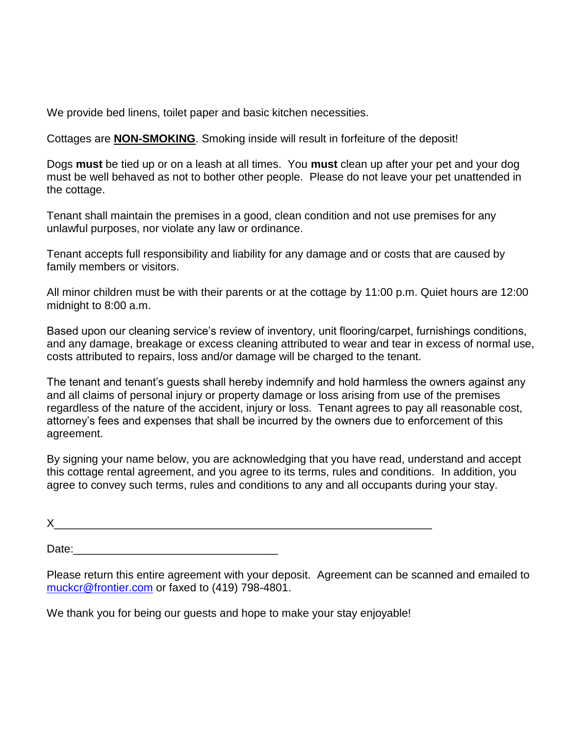We provide bed linens, toilet paper and basic kitchen necessities.

Cottages are **<u>NON-SMOKING</u>**. Smoking inside will result in forfeiture of the deposit!

Dogs **must** be tied up or on a leash at all times. You **must** clean up after your pet and your dog must be well behaved as not to bother other people. Please do not leave your pet unattended in the cottage.

Tenant shall maintain the premises in a good, clean condition and not use premises for any unlawful purposes, nor violate any law or ordinance.

Tenant accepts full responsibility and liability for any damage and or costs that are caused by family members or visitors.

All minor children must be with their parents or at the cottage by 11:00 p.m. Quiet hours are 12:00 midnight to 8:00 a.m.

Based upon our cleaning service's review of inventory, unit flooring/carpet, furnishings conditions, and any damage, breakage or excess cleaning attributed to wear and tear in excess of normal use, costs attributed to repairs, loss and/or damage will be charged to the tenant.

The tenant and tenant's guests shall hereby indemnify and hold harmless the owners against any and all claims of personal injury or property damage or loss arising from use of the premises regardless of the nature of the accident, injury or loss. Tenant agrees to pay all reasonable cost, attorney's fees and expenses that shall be incurred by the owners due to enforcement of this agreement.

By signing your name below, you are acknowledging that you have read, understand and accept this cottage rental agreement, and you agree to its terms, rules and conditions. In addition, you agree to convey such terms, rules and conditions to any and all occupants during your stay.

X_____________________________________________________________

Date:_________________________________

Please return this entire agreement with your deposit. Agreement can be scanned and emailed to muckcr@frontier.com or faxed to (419) 798-4801.

We thank you for being our guests and hope to make your stay enjoyable!